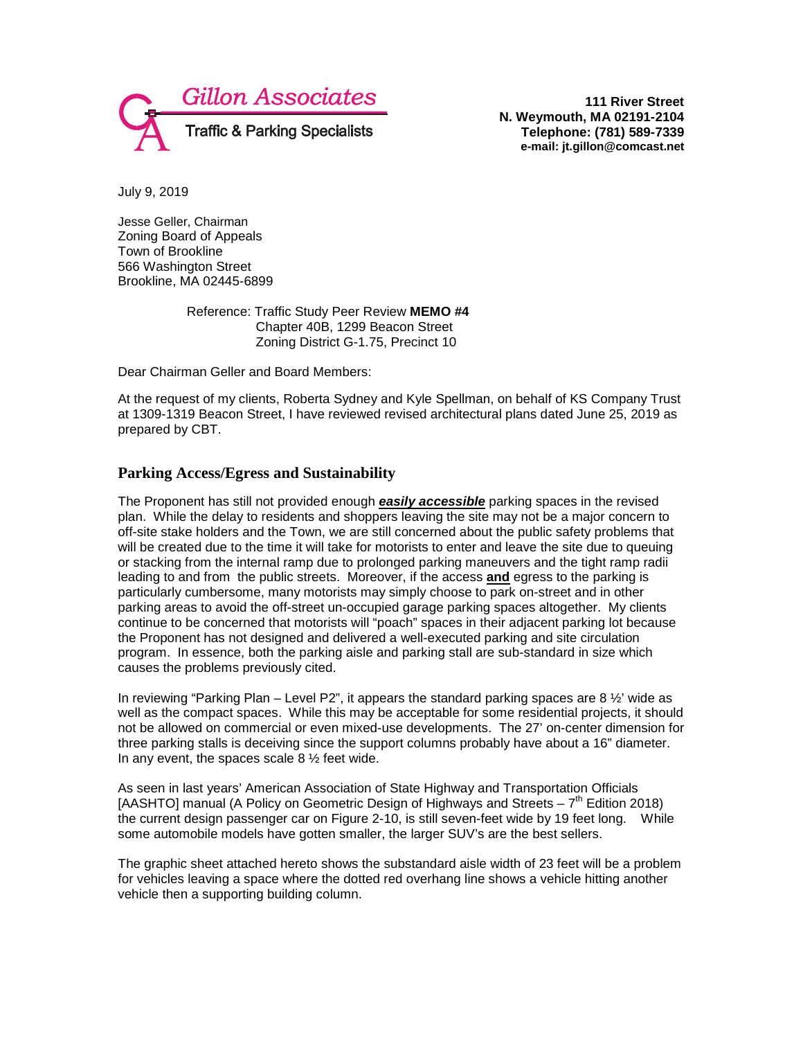**Gillon Associates**
Traffic & Parking Specialists

**111 River Street**
**N. Weymouth, MA 02191-2104**
**Telephone: (781) 589-7339**
**e-mail: jt.gillon@comcast.net**

July 9, 2019

Jesse Geller, Chairman
Zoning Board of Appeals
Town of Brookline
566 Washington Street
Brookline, MA 02445-6899

Reference: Traffic Study Peer Review **MEMO #4**
Chapter 40B, 1299 Beacon Street
Zoning District G-1.75, Precinct 10

Dear Chairman Geller and Board Members:

At the request of my clients, Roberta Sydney and Kyle Spellman, on behalf of KS Company Trust at 1309-1319 Beacon Street, I have reviewed revised architectural plans dated June 25, 2019 as prepared by CBT.

## Parking Access/Egress and Sustainability

The Proponent has still not provided enough ***easily accessible*** parking spaces in the revised plan. While the delay to residents and shoppers leaving the site may not be a major concern to off-site stake holders and the Town, we are still concerned about the public safety problems that will be created due to the time it will take for motorists to enter and leave the site due to queuing or stacking from the internal ramp due to prolonged parking maneuvers and the tight ramp radii leading to and from the public streets. Moreover, if the access **and** egress to the parking is particularly cumbersome, many motorists may simply choose to park on-street and in other parking areas to avoid the off-street un-occupied garage parking spaces altogether. My clients continue to be concerned that motorists will "poach" spaces in their adjacent parking lot because the Proponent has not designed and delivered a well-executed parking and site circulation program. In essence, both the parking aisle and parking stall are sub-standard in size which causes the problems previously cited.

In reviewing "Parking Plan – Level P2", it appears the standard parking spaces are 8 ½' wide as well as the compact spaces. While this may be acceptable for some residential projects, it should not be allowed on commercial or even mixed-use developments. The 27' on-center dimension for three parking stalls is deceiving since the support columns probably have about a 16" diameter. In any event, the spaces scale 8 ½ feet wide.

As seen in last years' American Association of State Highway and Transportation Officials [AASHTO] manual (A Policy on Geometric Design of Highways and Streets – 7th Edition 2018) the current design passenger car on Figure 2-10, is still seven-feet wide by 19 feet long. While some automobile models have gotten smaller, the larger SUV's are the best sellers.

The graphic sheet attached hereto shows the substandard aisle width of 23 feet will be a problem for vehicles leaving a space where the dotted red overhang line shows a vehicle hitting another vehicle then a supporting building column.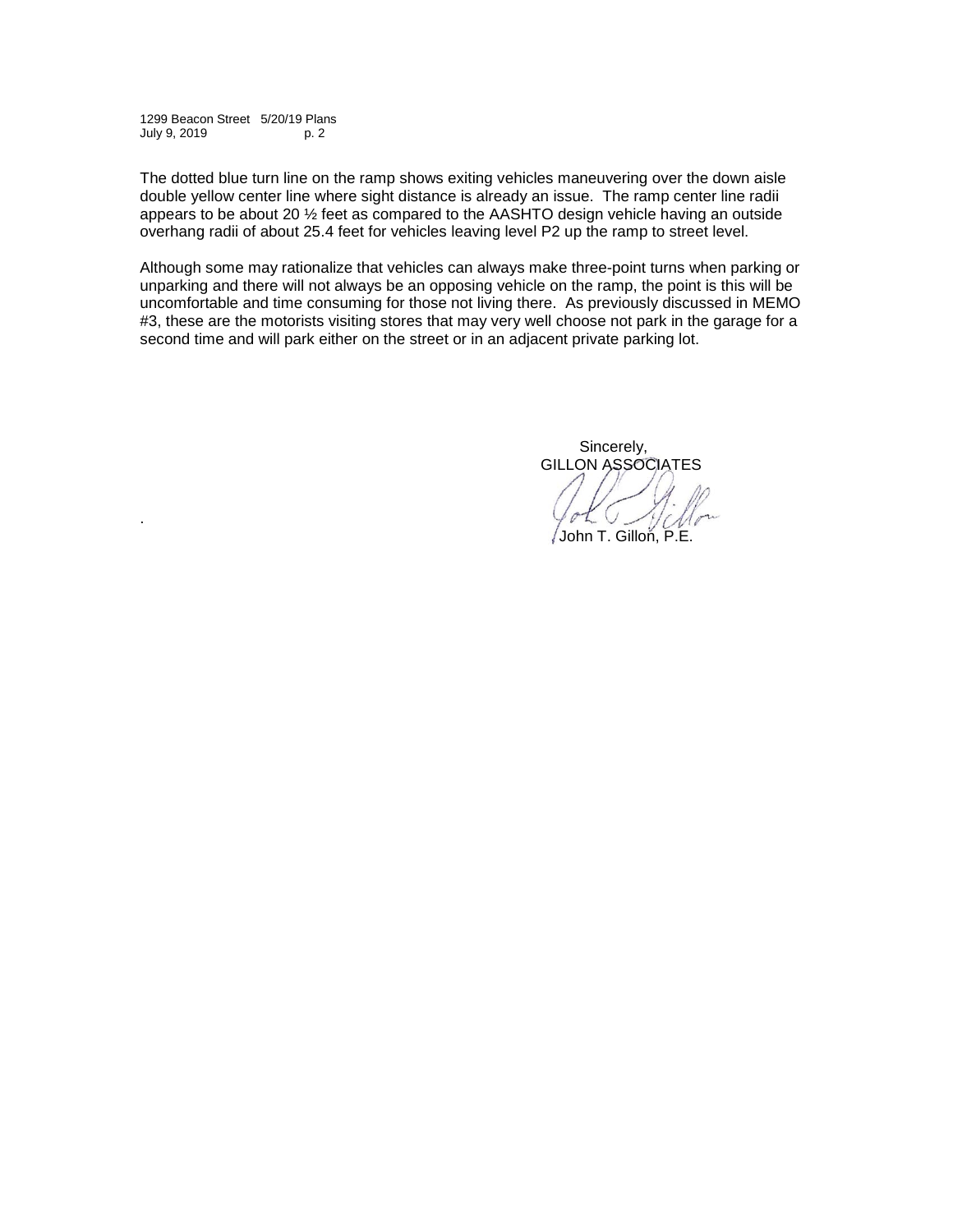The dotted blue turn line on the ramp shows exiting vehicles maneuvering over the down aisle double yellow center line where sight distance is already an issue. The ramp center line radii appears to be about 20 ½ feet as compared to the AASHTO design vehicle having an outside overhang radii of about 25.4 feet for vehicles leaving level P2 up the ramp to street level.

Although some may rationalize that vehicles can always make three-point turns when parking or unparking and there will not always be an opposing vehicle on the ramp, the point is this will be uncomfortable and time consuming for those not living there. As previously discussed in MEMO #3, these are the motorists visiting stores that may very well choose not park in the garage for a second time and will park either on the street or in an adjacent private parking lot.

Sincerely,
GILLON ASSOCIATES

John T. Gillon, P.E.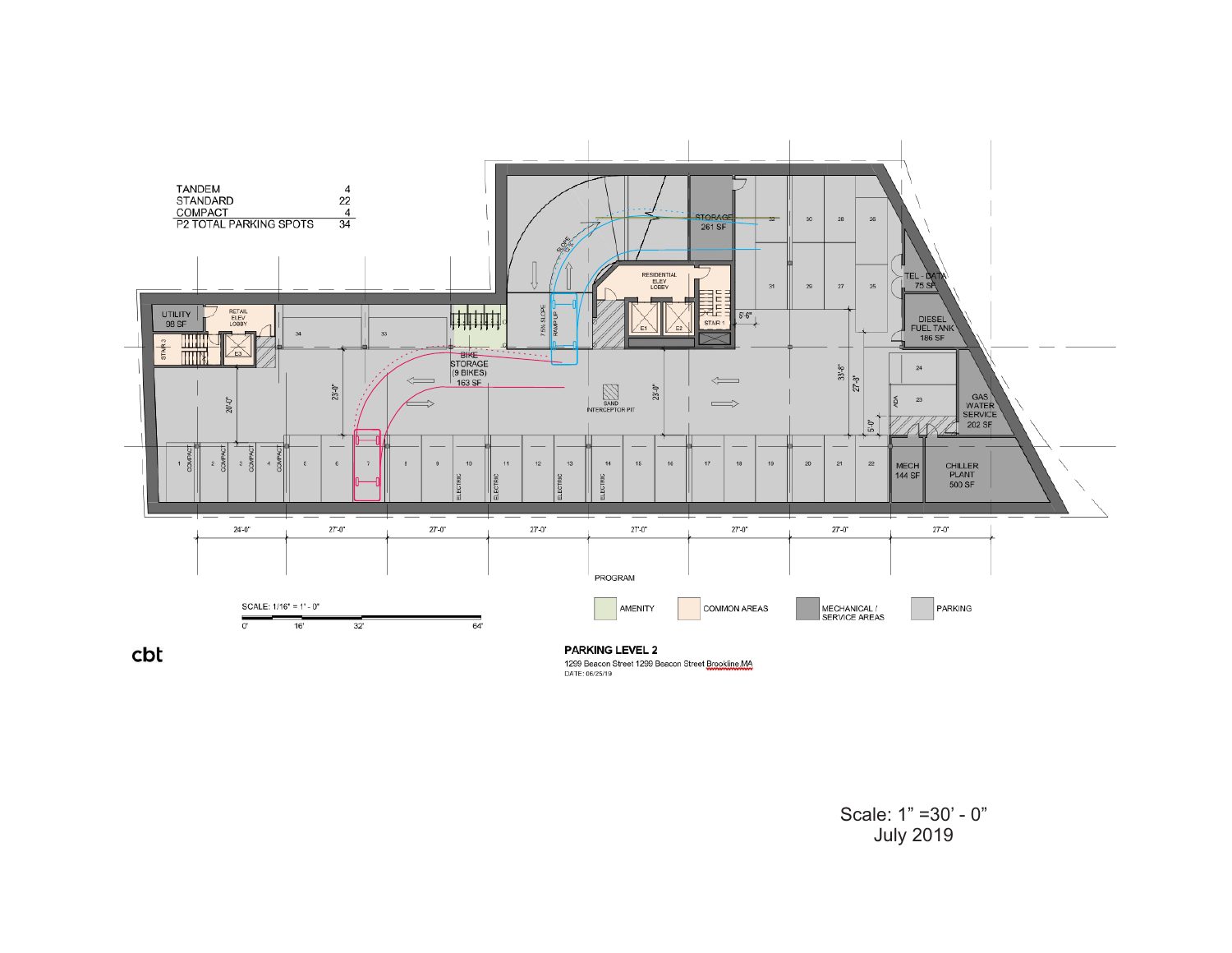| | |
|---|---|
| TANDEM | 4 |
| STANDARD | 22 |
| COMPACT | 4 |
| P2 TOTAL PARKING SPOTS | 34 |

UTILITY 98 SF

RETAIL ELEV LOBBY

STAIR 3

E3

STORAGE 261 SF

SLOPE 12.5%

7.5% SLOPE

RAMP UP

RESIDENTIAL ELEV LOBBY

E1 E2

STAIR 1

5'-6"

TEL - DATA 75 SF

DIESEL FUEL TANK 186 SF

BIKE STORAGE (9 BIKES) 163 SF

SAND INTERCEPTOR PIT

GAS WATER SERVICE 202 SF

ADA

MECH 144 SF

CHILLER PLANT 500 SF

COMPACT COMPACT COMPACT COMPACT

ELECTRIC ELECTRIC ELECTRIC ELECTRIC

20'-0" 23'-0" 23'-0" 33'-6" 27'-3" 5'-0"

24'-0" 27'-0" 27'-0" 27'-0" 27'-0" 27'-0" 27'-0" 27'-0"

SCALE: 1/16" = 1' - 0"

0' 16' 32' 64'

PROGRAM

AMENITY

COMMON AREAS

MECHANICAL / SERVICE AREAS

PARKING

cbt

**PARKING LEVEL 2**

1299 Beacon Street 1299 Beacon Street Brookline,MA

DATE: 06/25/19

Scale: 1" =30' - 0"

July 2019